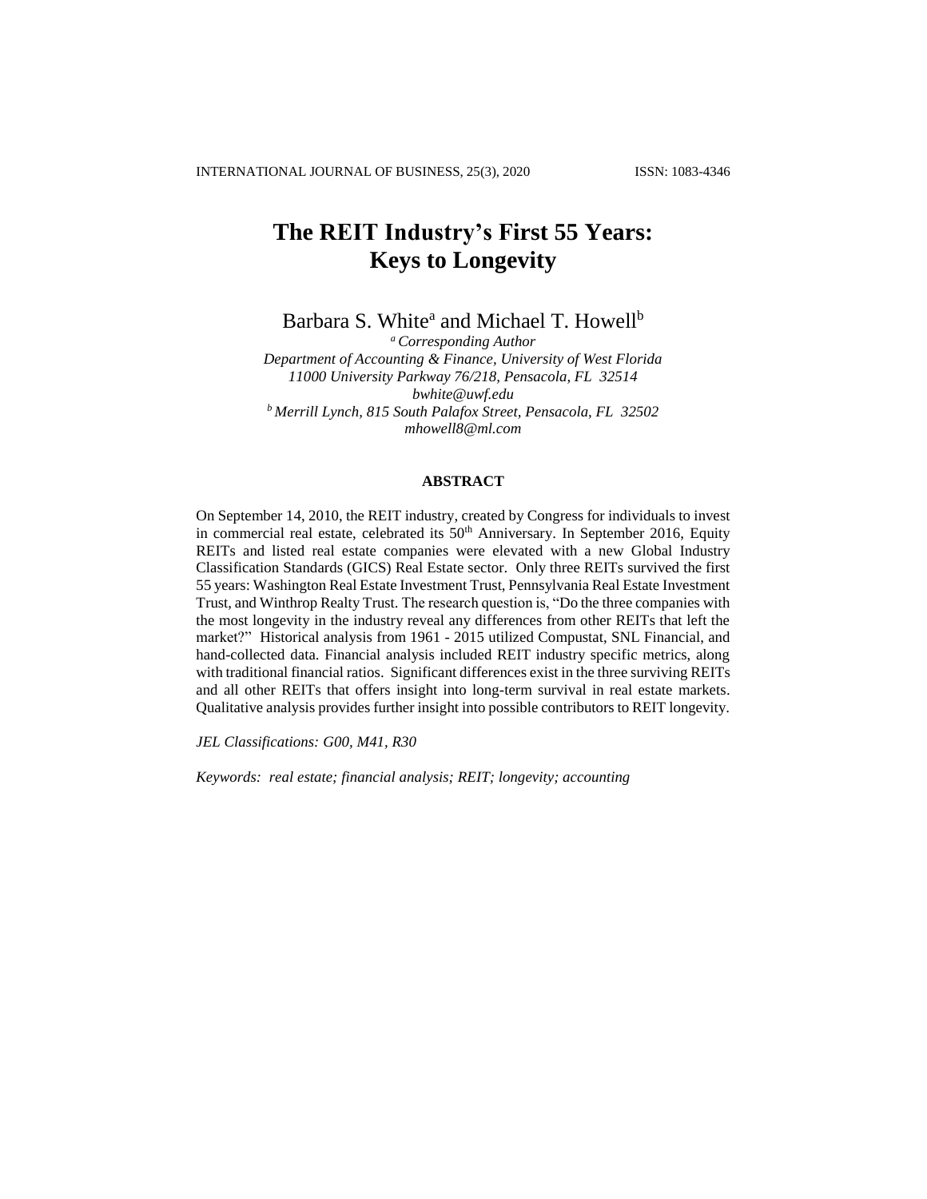# The REIT Industry's First 55 Years: Keys to Longevity

Barbara S. White[a] and Michael T. Howell[b]

[a] *Corresponding Author*
*Department of Accounting & Finance, University of West Florida*
*11000 University Parkway 76/218, Pensacola, FL 32514*
*bwhite@uwf.edu*
[b] *Merrill Lynch, 815 South Palafox Street, Pensacola, FL 32502*
*mhowell8@ml.com*

## ABSTRACT

On September 14, 2010, the REIT industry, created by Congress for individuals to invest in commercial real estate, celebrated its 50th Anniversary. In September 2016, Equity REITs and listed real estate companies were elevated with a new Global Industry Classification Standards (GICS) Real Estate sector. Only three REITs survived the first 55 years: Washington Real Estate Investment Trust, Pennsylvania Real Estate Investment Trust, and Winthrop Realty Trust. The research question is, "Do the three companies with the most longevity in the industry reveal any differences from other REITs that left the market?" Historical analysis from 1961 - 2015 utilized Compustat, SNL Financial, and hand-collected data. Financial analysis included REIT industry specific metrics, along with traditional financial ratios. Significant differences exist in the three surviving REITs and all other REITs that offers insight into long-term survival in real estate markets. Qualitative analysis provides further insight into possible contributors to REIT longevity.

*JEL Classifications: G00, M41, R30*

*Keywords: real estate; financial analysis; REIT; longevity; accounting*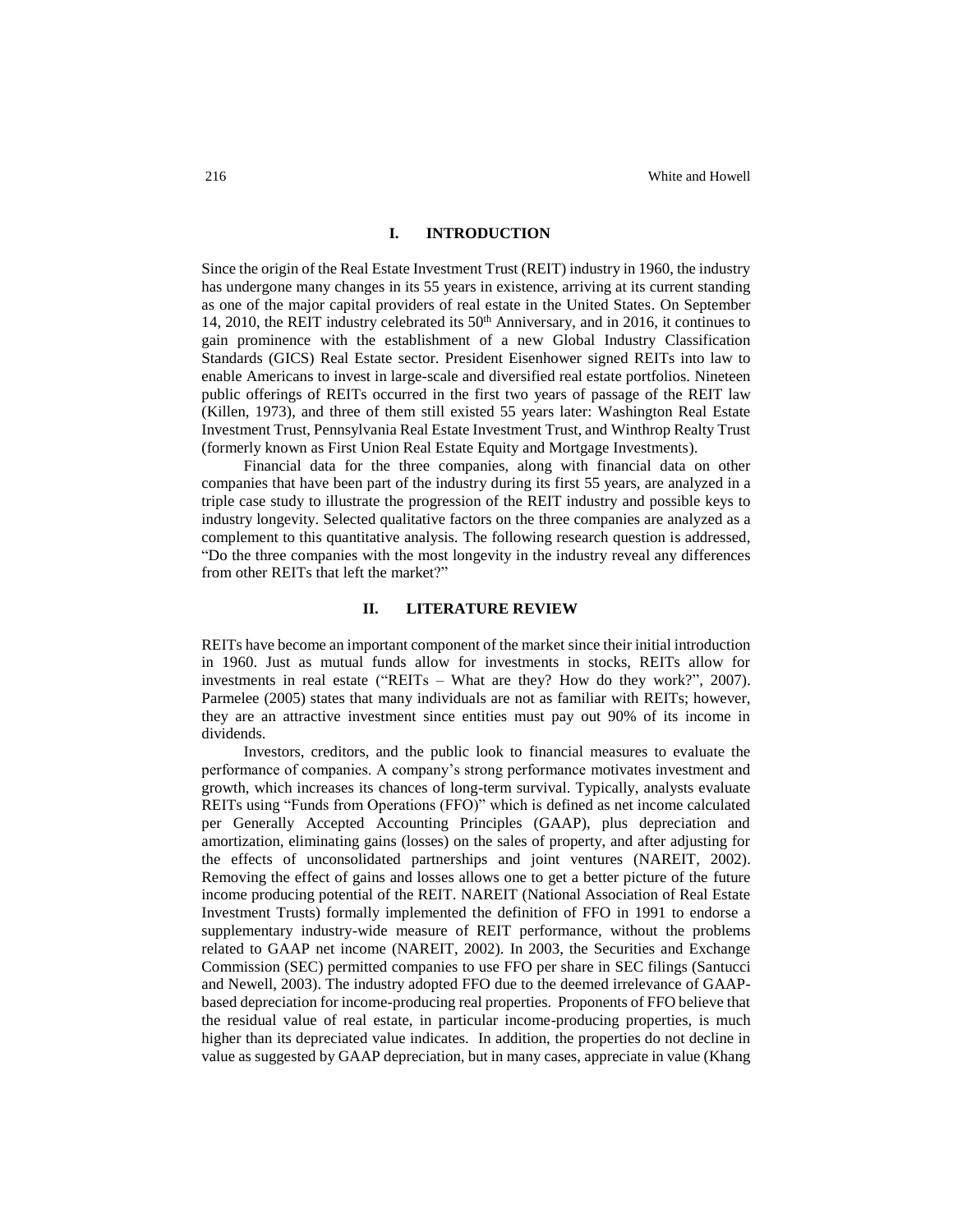## I. INTRODUCTION

Since the origin of the Real Estate Investment Trust (REIT) industry in 1960, the industry has undergone many changes in its 55 years in existence, arriving at its current standing as one of the major capital providers of real estate in the United States. On September 14, 2010, the REIT industry celebrated its 50th Anniversary, and in 2016, it continues to gain prominence with the establishment of a new Global Industry Classification Standards (GICS) Real Estate sector. President Eisenhower signed REITs into law to enable Americans to invest in large-scale and diversified real estate portfolios. Nineteen public offerings of REITs occurred in the first two years of passage of the REIT law (Killen, 1973), and three of them still existed 55 years later: Washington Real Estate Investment Trust, Pennsylvania Real Estate Investment Trust, and Winthrop Realty Trust (formerly known as First Union Real Estate Equity and Mortgage Investments).

Financial data for the three companies, along with financial data on other companies that have been part of the industry during its first 55 years, are analyzed in a triple case study to illustrate the progression of the REIT industry and possible keys to industry longevity. Selected qualitative factors on the three companies are analyzed as a complement to this quantitative analysis. The following research question is addressed, "Do the three companies with the most longevity in the industry reveal any differences from other REITs that left the market?"

## II. LITERATURE REVIEW

REITs have become an important component of the market since their initial introduction in 1960. Just as mutual funds allow for investments in stocks, REITs allow for investments in real estate ("REITs – What are they? How do they work?", 2007). Parmelee (2005) states that many individuals are not as familiar with REITs; however, they are an attractive investment since entities must pay out 90% of its income in dividends.

Investors, creditors, and the public look to financial measures to evaluate the performance of companies. A company's strong performance motivates investment and growth, which increases its chances of long-term survival. Typically, analysts evaluate REITs using "Funds from Operations (FFO)" which is defined as net income calculated per Generally Accepted Accounting Principles (GAAP), plus depreciation and amortization, eliminating gains (losses) on the sales of property, and after adjusting for the effects of unconsolidated partnerships and joint ventures (NAREIT, 2002). Removing the effect of gains and losses allows one to get a better picture of the future income producing potential of the REIT. NAREIT (National Association of Real Estate Investment Trusts) formally implemented the definition of FFO in 1991 to endorse a supplementary industry-wide measure of REIT performance, without the problems related to GAAP net income (NAREIT, 2002). In 2003, the Securities and Exchange Commission (SEC) permitted companies to use FFO per share in SEC filings (Santucci and Newell, 2003). The industry adopted FFO due to the deemed irrelevance of GAAP-based depreciation for income-producing real properties. Proponents of FFO believe that the residual value of real estate, in particular income-producing properties, is much higher than its depreciated value indicates. In addition, the properties do not decline in value as suggested by GAAP depreciation, but in many cases, appreciate in value (Khang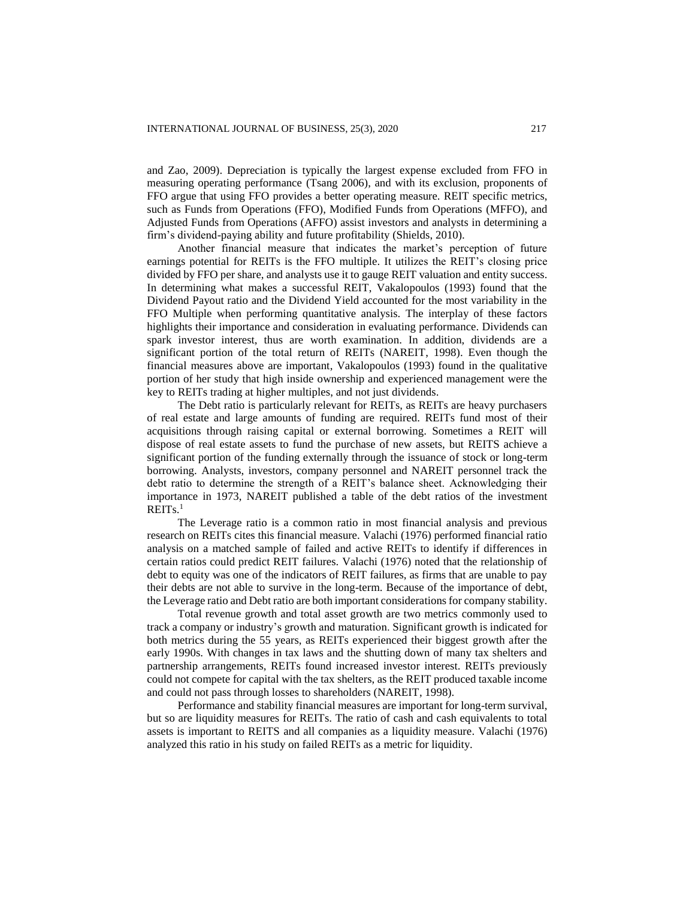and Zao, 2009). Depreciation is typically the largest expense excluded from FFO in measuring operating performance (Tsang 2006), and with its exclusion, proponents of FFO argue that using FFO provides a better operating measure. REIT specific metrics, such as Funds from Operations (FFO), Modified Funds from Operations (MFFO), and Adjusted Funds from Operations (AFFO) assist investors and analysts in determining a firm's dividend-paying ability and future profitability (Shields, 2010).

Another financial measure that indicates the market's perception of future earnings potential for REITs is the FFO multiple. It utilizes the REIT's closing price divided by FFO per share, and analysts use it to gauge REIT valuation and entity success. In determining what makes a successful REIT, Vakalopoulos (1993) found that the Dividend Payout ratio and the Dividend Yield accounted for the most variability in the FFO Multiple when performing quantitative analysis. The interplay of these factors highlights their importance and consideration in evaluating performance. Dividends can spark investor interest, thus are worth examination. In addition, dividends are a significant portion of the total return of REITs (NAREIT, 1998). Even though the financial measures above are important, Vakalopoulos (1993) found in the qualitative portion of her study that high inside ownership and experienced management were the key to REITs trading at higher multiples, and not just dividends.

The Debt ratio is particularly relevant for REITs, as REITs are heavy purchasers of real estate and large amounts of funding are required. REITs fund most of their acquisitions through raising capital or external borrowing. Sometimes a REIT will dispose of real estate assets to fund the purchase of new assets, but REITS achieve a significant portion of the funding externally through the issuance of stock or long-term borrowing. Analysts, investors, company personnel and NAREIT personnel track the debt ratio to determine the strength of a REIT's balance sheet. Acknowledging their importance in 1973, NAREIT published a table of the debt ratios of the investment REITs.[1]

The Leverage ratio is a common ratio in most financial analysis and previous research on REITs cites this financial measure. Valachi (1976) performed financial ratio analysis on a matched sample of failed and active REITs to identify if differences in certain ratios could predict REIT failures. Valachi (1976) noted that the relationship of debt to equity was one of the indicators of REIT failures, as firms that are unable to pay their debts are not able to survive in the long-term. Because of the importance of debt, the Leverage ratio and Debt ratio are both important considerations for company stability.

Total revenue growth and total asset growth are two metrics commonly used to track a company or industry's growth and maturation. Significant growth is indicated for both metrics during the 55 years, as REITs experienced their biggest growth after the early 1990s. With changes in tax laws and the shutting down of many tax shelters and partnership arrangements, REITs found increased investor interest. REITs previously could not compete for capital with the tax shelters, as the REIT produced taxable income and could not pass through losses to shareholders (NAREIT, 1998).

Performance and stability financial measures are important for long-term survival, but so are liquidity measures for REITs. The ratio of cash and cash equivalents to total assets is important to REITS and all companies as a liquidity measure. Valachi (1976) analyzed this ratio in his study on failed REITs as a metric for liquidity.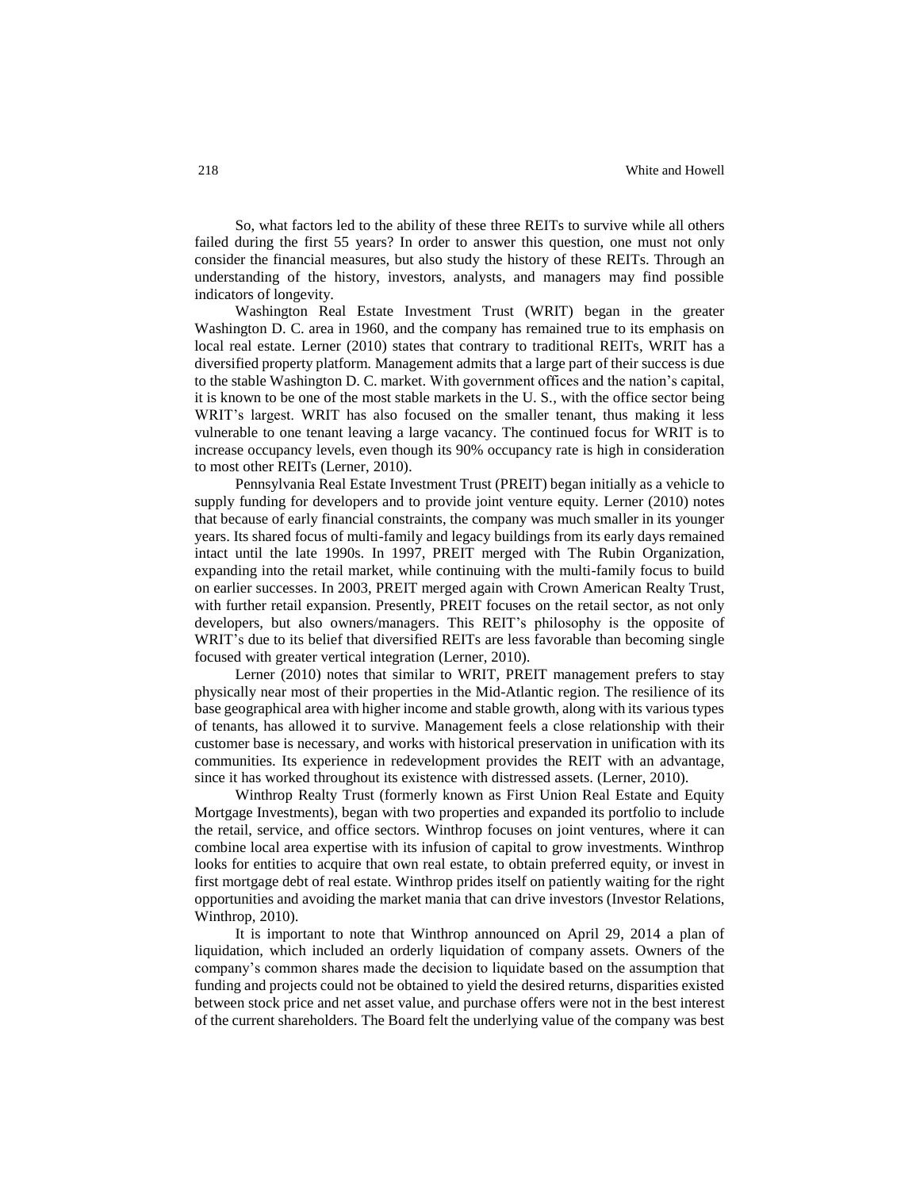So, what factors led to the ability of these three REITs to survive while all others failed during the first 55 years? In order to answer this question, one must not only consider the financial measures, but also study the history of these REITs. Through an understanding of the history, investors, analysts, and managers may find possible indicators of longevity.

Washington Real Estate Investment Trust (WRIT) began in the greater Washington D. C. area in 1960, and the company has remained true to its emphasis on local real estate. Lerner (2010) states that contrary to traditional REITs, WRIT has a diversified property platform. Management admits that a large part of their success is due to the stable Washington D. C. market. With government offices and the nation's capital, it is known to be one of the most stable markets in the U. S., with the office sector being WRIT's largest. WRIT has also focused on the smaller tenant, thus making it less vulnerable to one tenant leaving a large vacancy. The continued focus for WRIT is to increase occupancy levels, even though its 90% occupancy rate is high in consideration to most other REITs (Lerner, 2010).

Pennsylvania Real Estate Investment Trust (PREIT) began initially as a vehicle to supply funding for developers and to provide joint venture equity. Lerner (2010) notes that because of early financial constraints, the company was much smaller in its younger years. Its shared focus of multi-family and legacy buildings from its early days remained intact until the late 1990s. In 1997, PREIT merged with The Rubin Organization, expanding into the retail market, while continuing with the multi-family focus to build on earlier successes. In 2003, PREIT merged again with Crown American Realty Trust, with further retail expansion. Presently, PREIT focuses on the retail sector, as not only developers, but also owners/managers. This REIT's philosophy is the opposite of WRIT's due to its belief that diversified REITs are less favorable than becoming single focused with greater vertical integration (Lerner, 2010).

Lerner (2010) notes that similar to WRIT, PREIT management prefers to stay physically near most of their properties in the Mid-Atlantic region. The resilience of its base geographical area with higher income and stable growth, along with its various types of tenants, has allowed it to survive. Management feels a close relationship with their customer base is necessary, and works with historical preservation in unification with its communities. Its experience in redevelopment provides the REIT with an advantage, since it has worked throughout its existence with distressed assets. (Lerner, 2010).

Winthrop Realty Trust (formerly known as First Union Real Estate and Equity Mortgage Investments), began with two properties and expanded its portfolio to include the retail, service, and office sectors. Winthrop focuses on joint ventures, where it can combine local area expertise with its infusion of capital to grow investments. Winthrop looks for entities to acquire that own real estate, to obtain preferred equity, or invest in first mortgage debt of real estate. Winthrop prides itself on patiently waiting for the right opportunities and avoiding the market mania that can drive investors (Investor Relations, Winthrop, 2010).

It is important to note that Winthrop announced on April 29, 2014 a plan of liquidation, which included an orderly liquidation of company assets. Owners of the company's common shares made the decision to liquidate based on the assumption that funding and projects could not be obtained to yield the desired returns, disparities existed between stock price and net asset value, and purchase offers were not in the best interest of the current shareholders. The Board felt the underlying value of the company was best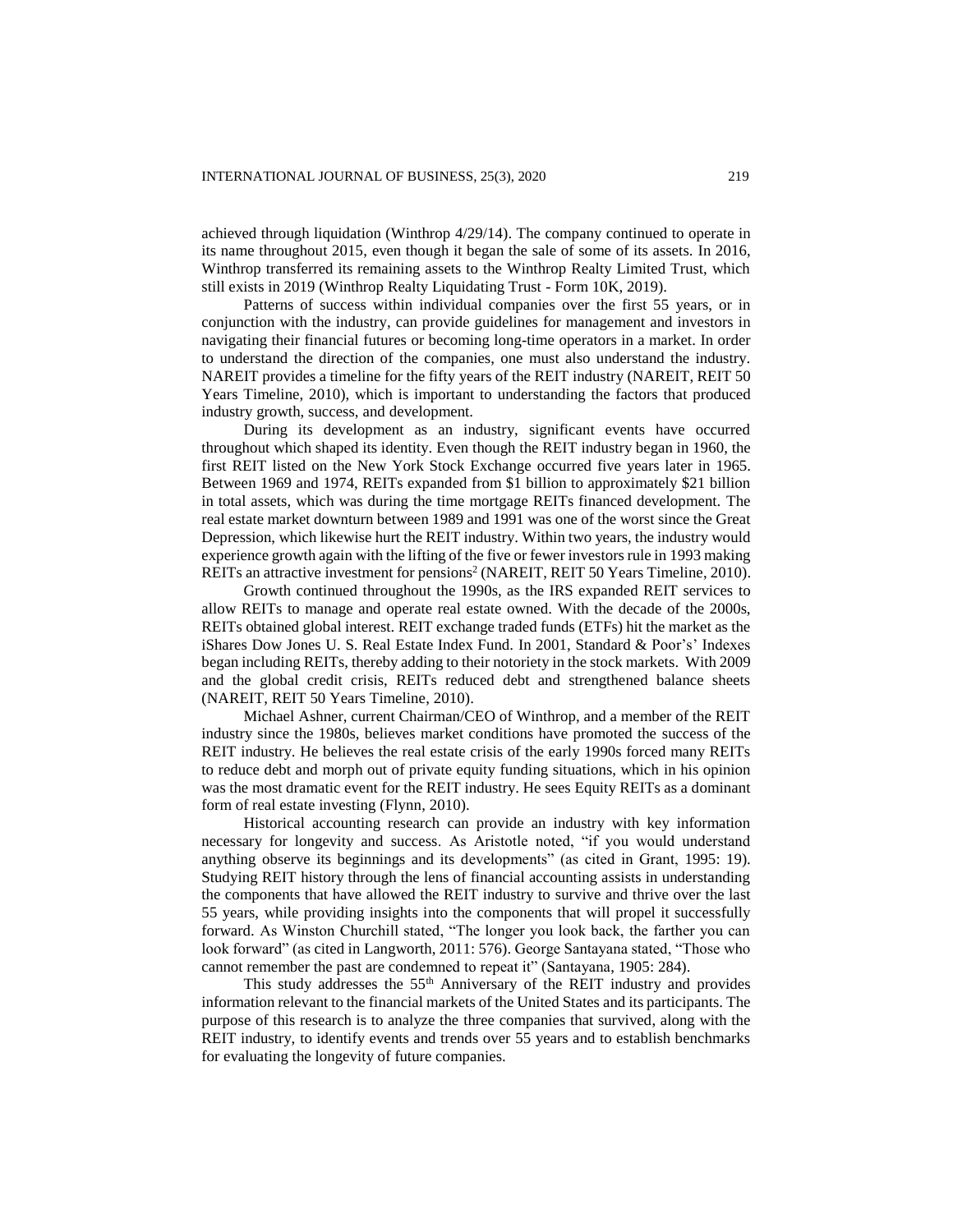achieved through liquidation (Winthrop 4/29/14). The company continued to operate in its name throughout 2015, even though it began the sale of some of its assets. In 2016, Winthrop transferred its remaining assets to the Winthrop Realty Limited Trust, which still exists in 2019 (Winthrop Realty Liquidating Trust - Form 10K, 2019).

Patterns of success within individual companies over the first 55 years, or in conjunction with the industry, can provide guidelines for management and investors in navigating their financial futures or becoming long-time operators in a market. In order to understand the direction of the companies, one must also understand the industry. NAREIT provides a timeline for the fifty years of the REIT industry (NAREIT, REIT 50 Years Timeline, 2010), which is important to understanding the factors that produced industry growth, success, and development.

During its development as an industry, significant events have occurred throughout which shaped its identity. Even though the REIT industry began in 1960, the first REIT listed on the New York Stock Exchange occurred five years later in 1965. Between 1969 and 1974, REITs expanded from $1 billion to approximately $21 billion in total assets, which was during the time mortgage REITs financed development. The real estate market downturn between 1989 and 1991 was one of the worst since the Great Depression, which likewise hurt the REIT industry. Within two years, the industry would experience growth again with the lifting of the five or fewer investors rule in 1993 making REITs an attractive investment for pensions[2] (NAREIT, REIT 50 Years Timeline, 2010).

Growth continued throughout the 1990s, as the IRS expanded REIT services to allow REITs to manage and operate real estate owned. With the decade of the 2000s, REITs obtained global interest. REIT exchange traded funds (ETFs) hit the market as the iShares Dow Jones U. S. Real Estate Index Fund. In 2001, Standard & Poor's' Indexes began including REITs, thereby adding to their notoriety in the stock markets. With 2009 and the global credit crisis, REITs reduced debt and strengthened balance sheets (NAREIT, REIT 50 Years Timeline, 2010).

Michael Ashner, current Chairman/CEO of Winthrop, and a member of the REIT industry since the 1980s, believes market conditions have promoted the success of the REIT industry. He believes the real estate crisis of the early 1990s forced many REITs to reduce debt and morph out of private equity funding situations, which in his opinion was the most dramatic event for the REIT industry. He sees Equity REITs as a dominant form of real estate investing (Flynn, 2010).

Historical accounting research can provide an industry with key information necessary for longevity and success. As Aristotle noted, "if you would understand anything observe its beginnings and its developments" (as cited in Grant, 1995: 19). Studying REIT history through the lens of financial accounting assists in understanding the components that have allowed the REIT industry to survive and thrive over the last 55 years, while providing insights into the components that will propel it successfully forward. As Winston Churchill stated, "The longer you look back, the farther you can look forward" (as cited in Langworth, 2011: 576). George Santayana stated, "Those who cannot remember the past are condemned to repeat it" (Santayana, 1905: 284).

This study addresses the 55th Anniversary of the REIT industry and provides information relevant to the financial markets of the United States and its participants. The purpose of this research is to analyze the three companies that survived, along with the REIT industry, to identify events and trends over 55 years and to establish benchmarks for evaluating the longevity of future companies.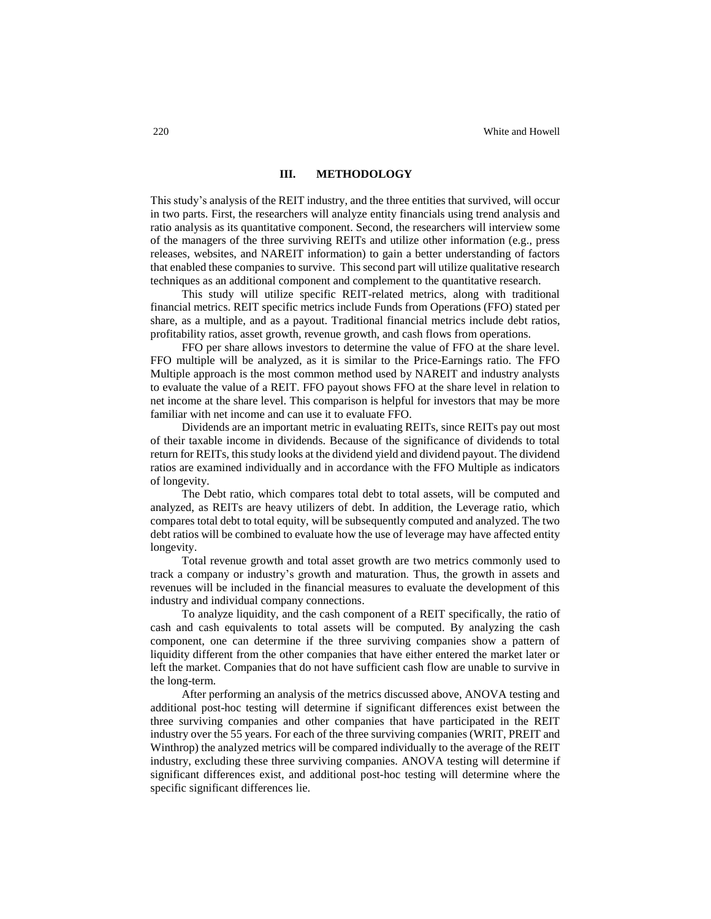## III. METHODOLOGY

This study's analysis of the REIT industry, and the three entities that survived, will occur in two parts. First, the researchers will analyze entity financials using trend analysis and ratio analysis as its quantitative component. Second, the researchers will interview some of the managers of the three surviving REITs and utilize other information (e.g., press releases, websites, and NAREIT information) to gain a better understanding of factors that enabled these companies to survive. This second part will utilize qualitative research techniques as an additional component and complement to the quantitative research.

This study will utilize specific REIT-related metrics, along with traditional financial metrics. REIT specific metrics include Funds from Operations (FFO) stated per share, as a multiple, and as a payout. Traditional financial metrics include debt ratios, profitability ratios, asset growth, revenue growth, and cash flows from operations.

FFO per share allows investors to determine the value of FFO at the share level. FFO multiple will be analyzed, as it is similar to the Price-Earnings ratio. The FFO Multiple approach is the most common method used by NAREIT and industry analysts to evaluate the value of a REIT. FFO payout shows FFO at the share level in relation to net income at the share level. This comparison is helpful for investors that may be more familiar with net income and can use it to evaluate FFO.

Dividends are an important metric in evaluating REITs, since REITs pay out most of their taxable income in dividends. Because of the significance of dividends to total return for REITs, this study looks at the dividend yield and dividend payout. The dividend ratios are examined individually and in accordance with the FFO Multiple as indicators of longevity.

The Debt ratio, which compares total debt to total assets, will be computed and analyzed, as REITs are heavy utilizers of debt. In addition, the Leverage ratio, which compares total debt to total equity, will be subsequently computed and analyzed. The two debt ratios will be combined to evaluate how the use of leverage may have affected entity longevity.

Total revenue growth and total asset growth are two metrics commonly used to track a company or industry's growth and maturation. Thus, the growth in assets and revenues will be included in the financial measures to evaluate the development of this industry and individual company connections.

To analyze liquidity, and the cash component of a REIT specifically, the ratio of cash and cash equivalents to total assets will be computed. By analyzing the cash component, one can determine if the three surviving companies show a pattern of liquidity different from the other companies that have either entered the market later or left the market. Companies that do not have sufficient cash flow are unable to survive in the long-term.

After performing an analysis of the metrics discussed above, ANOVA testing and additional post-hoc testing will determine if significant differences exist between the three surviving companies and other companies that have participated in the REIT industry over the 55 years. For each of the three surviving companies (WRIT, PREIT and Winthrop) the analyzed metrics will be compared individually to the average of the REIT industry, excluding these three surviving companies. ANOVA testing will determine if significant differences exist, and additional post-hoc testing will determine where the specific significant differences lie.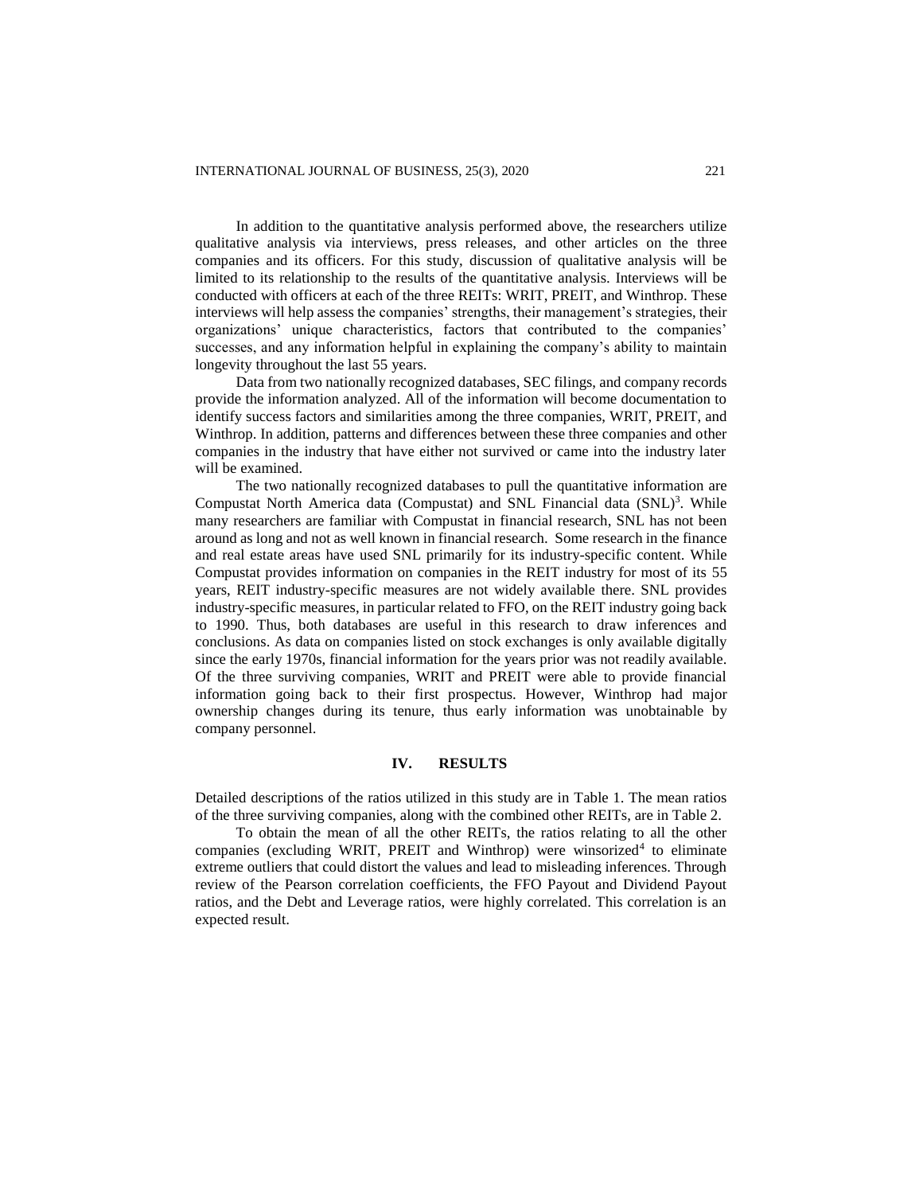In addition to the quantitative analysis performed above, the researchers utilize qualitative analysis via interviews, press releases, and other articles on the three companies and its officers. For this study, discussion of qualitative analysis will be limited to its relationship to the results of the quantitative analysis. Interviews will be conducted with officers at each of the three REITs: WRIT, PREIT, and Winthrop. These interviews will help assess the companies' strengths, their management's strategies, their organizations' unique characteristics, factors that contributed to the companies' successes, and any information helpful in explaining the company's ability to maintain longevity throughout the last 55 years.

Data from two nationally recognized databases, SEC filings, and company records provide the information analyzed. All of the information will become documentation to identify success factors and similarities among the three companies, WRIT, PREIT, and Winthrop. In addition, patterns and differences between these three companies and other companies in the industry that have either not survived or came into the industry later will be examined.

The two nationally recognized databases to pull the quantitative information are Compustat North America data (Compustat) and SNL Financial data (SNL)[3]. While many researchers are familiar with Compustat in financial research, SNL has not been around as long and not as well known in financial research. Some research in the finance and real estate areas have used SNL primarily for its industry-specific content. While Compustat provides information on companies in the REIT industry for most of its 55 years, REIT industry-specific measures are not widely available there. SNL provides industry-specific measures, in particular related to FFO, on the REIT industry going back to 1990. Thus, both databases are useful in this research to draw inferences and conclusions. As data on companies listed on stock exchanges is only available digitally since the early 1970s, financial information for the years prior was not readily available. Of the three surviving companies, WRIT and PREIT were able to provide financial information going back to their first prospectus. However, Winthrop had major ownership changes during its tenure, thus early information was unobtainable by company personnel.

## IV. RESULTS

Detailed descriptions of the ratios utilized in this study are in Table 1. The mean ratios of the three surviving companies, along with the combined other REITs, are in Table 2.

To obtain the mean of all the other REITs, the ratios relating to all the other companies (excluding WRIT, PREIT and Winthrop) were winsorized[4] to eliminate extreme outliers that could distort the values and lead to misleading inferences. Through review of the Pearson correlation coefficients, the FFO Payout and Dividend Payout ratios, and the Debt and Leverage ratios, were highly correlated. This correlation is an expected result.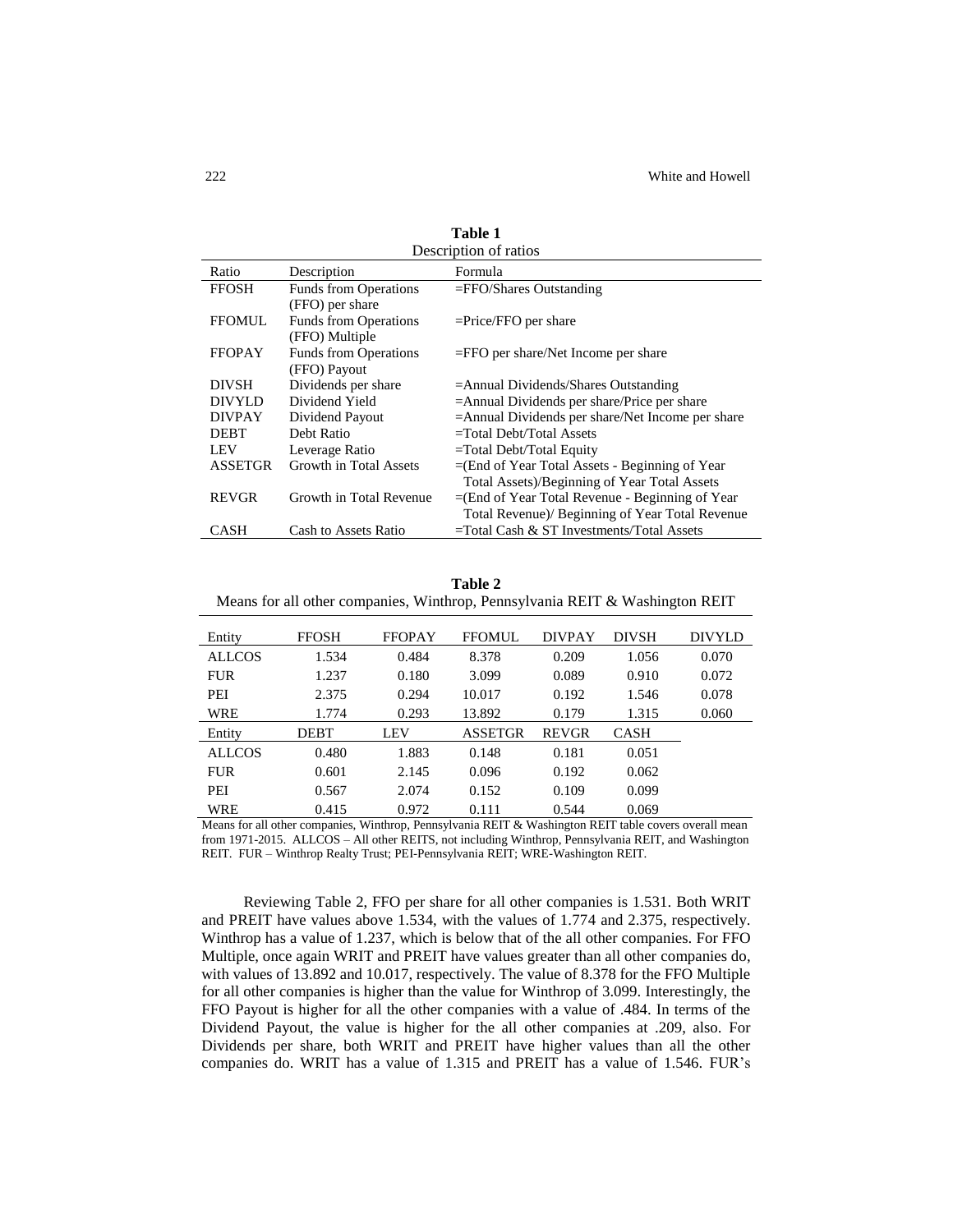**Table 1**
Description of ratios

| Ratio | Description | Formula |
|---|---|---|
| FFOSH | Funds from Operations (FFO) per share | =FFO/Shares Outstanding |
| FFOMUL | Funds from Operations (FFO) Multiple | =Price/FFO per share |
| FFOPAY | Funds from Operations (FFO) Payout | =FFO per share/Net Income per share |
| DIVSH | Dividends per share | =Annual Dividends/Shares Outstanding |
| DIVYLD | Dividend Yield | =Annual Dividends per share/Price per share |
| DIVPAY | Dividend Payout | =Annual Dividends per share/Net Income per share |
| DEBT | Debt Ratio | =Total Debt/Total Assets |
| LEV | Leverage Ratio | =Total Debt/Total Equity |
| ASSETGR | Growth in Total Assets | =(End of Year Total Assets - Beginning of Year Total Assets)/Beginning of Year Total Assets |
| REVGR | Growth in Total Revenue | =(End of Year Total Revenue - Beginning of Year Total Revenue)/ Beginning of Year Total Revenue |
| CASH | Cash to Assets Ratio | =Total Cash & ST Investments/Total Assets |

**Table 2**
Means for all other companies, Winthrop, Pennsylvania REIT & Washington REIT

| Entity | FFOSH | FFOPAY | FFOMUL | DIVPAY | DIVSH | DIVYLD |
|---|---|---|---|---|---|---|
| ALLCOS | 1.534 | 0.484 | 8.378 | 0.209 | 1.056 | 0.070 |
| FUR | 1.237 | 0.180 | 3.099 | 0.089 | 0.910 | 0.072 |
| PEI | 2.375 | 0.294 | 10.017 | 0.192 | 1.546 | 0.078 |
| WRE | 1.774 | 0.293 | 13.892 | 0.179 | 1.315 | 0.060 |
| **Entity** | **DEBT** | **LEV** | **ASSETGR** | **REVGR** | **CASH** | |
| ALLCOS | 0.480 | 1.883 | 0.148 | 0.181 | 0.051 | |
| FUR | 0.601 | 2.145 | 0.096 | 0.192 | 0.062 | |
| PEI | 0.567 | 2.074 | 0.152 | 0.109 | 0.099 | |
| WRE | 0.415 | 0.972 | 0.111 | 0.544 | 0.069 | |

Means for all other companies, Winthrop, Pennsylvania REIT & Washington REIT table covers overall mean from 1971-2015. ALLCOS – All other REITS, not including Winthrop, Pennsylvania REIT, and Washington REIT. FUR – Winthrop Realty Trust; PEI-Pennsylvania REIT; WRE-Washington REIT.

Reviewing Table 2, FFO per share for all other companies is 1.531. Both WRIT and PREIT have values above 1.534, with the values of 1.774 and 2.375, respectively. Winthrop has a value of 1.237, which is below that of the all other companies. For FFO Multiple, once again WRIT and PREIT have values greater than all other companies do, with values of 13.892 and 10.017, respectively. The value of 8.378 for the FFO Multiple for all other companies is higher than the value for Winthrop of 3.099. Interestingly, the FFO Payout is higher for all the other companies with a value of .484. In terms of the Dividend Payout, the value is higher for the all other companies at .209, also. For Dividends per share, both WRIT and PREIT have higher values than all the other companies do. WRIT has a value of 1.315 and PREIT has a value of 1.546. FUR's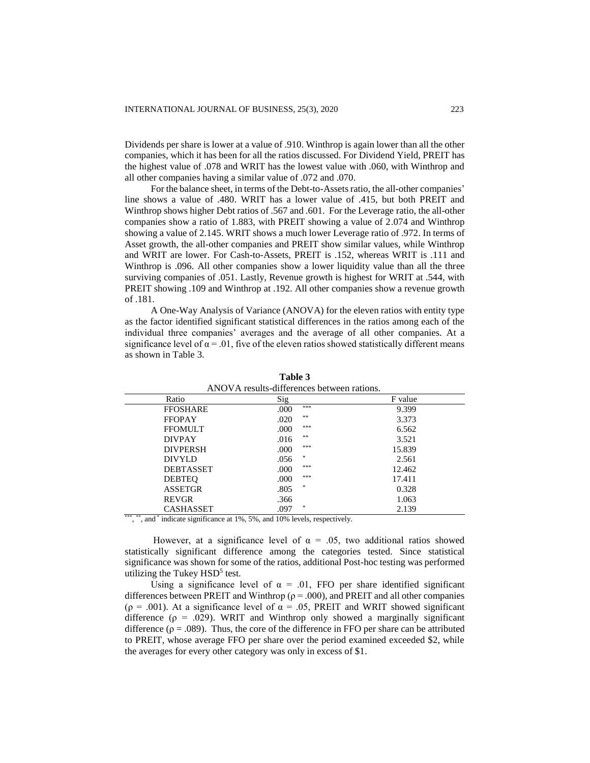Dividends per share is lower at a value of .910. Winthrop is again lower than all the other companies, which it has been for all the ratios discussed. For Dividend Yield, PREIT has the highest value of .078 and WRIT has the lowest value with .060, with Winthrop and all other companies having a similar value of .072 and .070.

For the balance sheet, in terms of the Debt-to-Assets ratio, the all-other companies' line shows a value of .480. WRIT has a lower value of .415, but both PREIT and Winthrop shows higher Debt ratios of .567 and .601. For the Leverage ratio, the all-other companies show a ratio of 1.883, with PREIT showing a value of 2.074 and Winthrop showing a value of 2.145. WRIT shows a much lower Leverage ratio of .972. In terms of Asset growth, the all-other companies and PREIT show similar values, while Winthrop and WRIT are lower. For Cash-to-Assets, PREIT is .152, whereas WRIT is .111 and Winthrop is .096. All other companies show a lower liquidity value than all the three surviving companies of .051. Lastly, Revenue growth is highest for WRIT at .544, with PREIT showing .109 and Winthrop at .192. All other companies show a revenue growth of .181.

A One-Way Analysis of Variance (ANOVA) for the eleven ratios with entity type as the factor identified significant statistical differences in the ratios among each of the individual three companies' averages and the average of all other companies. At a significance level of $\alpha = .01$, five of the eleven ratios showed statistically different means as shown in Table 3.

**Table 3**
ANOVA results-differences between rations.

| Ratio | Sig | F value |
|---|---|---|
| FFOSHARE | .000 *** | 9.399 |
| FFOPAY | .020 ** | 3.373 |
| FFOMULT | .000 *** | 6.562 |
| DIVPAY | .016 ** | 3.521 |
| DIVPERSH | .000 *** | 15.839 |
| DIVYLD | .056 * | 2.561 |
| DEBTASSET | .000 *** | 12.462 |
| DEBTEQ | .000 *** | 17.411 |
| ASSETGR | .805 * | 0.328 |
| REVGR | .366 | 1.063 |
| CASHASSET | .097 * | 2.139 |

***, **, and * indicate significance at 1%, 5%, and 10% levels, respectively.

However, at a significance level of $\alpha = .05$, two additional ratios showed statistically significant difference among the categories tested. Since statistical significance was shown for some of the ratios, additional Post-hoc testing was performed utilizing the Tukey HSD[5] test.

Using a significance level of $\alpha = .01$, FFO per share identified significant differences between PREIT and Winthrop ($\rho = .000$), and PREIT and all other companies ($\rho = .001$). At a significance level of $\alpha = .05$, PREIT and WRIT showed significant difference ($\rho = .029$). WRIT and Winthrop only showed a marginally significant difference ($\rho = .089$). Thus, the core of the difference in FFO per share can be attributed to PREIT, whose average FFO per share over the period examined exceeded \$2, while the averages for every other category was only in excess of \$1.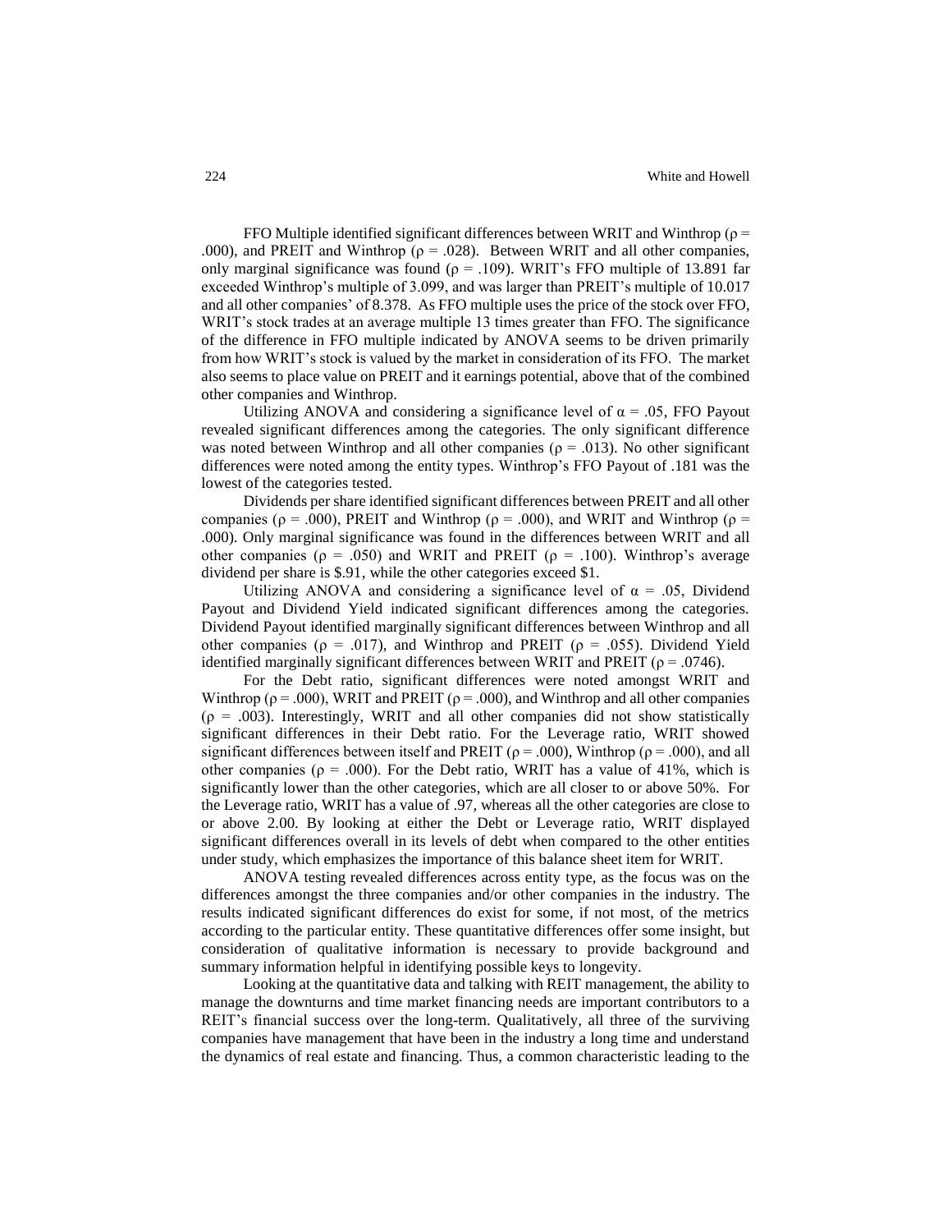FFO Multiple identified significant differences between WRIT and Winthrop ($\rho$ = .000), and PREIT and Winthrop ($\rho$ = .028). Between WRIT and all other companies, only marginal significance was found ($\rho$ = .109). WRIT's FFO multiple of 13.891 far exceeded Winthrop's multiple of 3.099, and was larger than PREIT's multiple of 10.017 and all other companies' of 8.378. As FFO multiple uses the price of the stock over FFO, WRIT's stock trades at an average multiple 13 times greater than FFO. The significance of the difference in FFO multiple indicated by ANOVA seems to be driven primarily from how WRIT's stock is valued by the market in consideration of its FFO. The market also seems to place value on PREIT and it earnings potential, above that of the combined other companies and Winthrop.

Utilizing ANOVA and considering a significance level of $\alpha$ = .05, FFO Payout revealed significant differences among the categories. The only significant difference was noted between Winthrop and all other companies ($\rho$ = .013). No other significant differences were noted among the entity types. Winthrop's FFO Payout of .181 was the lowest of the categories tested.

Dividends per share identified significant differences between PREIT and all other companies ($\rho$ = .000), PREIT and Winthrop ($\rho$ = .000), and WRIT and Winthrop ($\rho$ = .000). Only marginal significance was found in the differences between WRIT and all other companies ($\rho$ = .050) and WRIT and PREIT ($\rho$ = .100). Winthrop's average dividend per share is $.91, while the other categories exceed $1.

Utilizing ANOVA and considering a significance level of $\alpha$ = .05, Dividend Payout and Dividend Yield indicated significant differences among the categories. Dividend Payout identified marginally significant differences between Winthrop and all other companies ($\rho$ = .017), and Winthrop and PREIT ($\rho$ = .055). Dividend Yield identified marginally significant differences between WRIT and PREIT ($\rho$ = .0746).

For the Debt ratio, significant differences were noted amongst WRIT and Winthrop ($\rho$ = .000), WRIT and PREIT ($\rho$ = .000), and Winthrop and all other companies ($\rho$ = .003). Interestingly, WRIT and all other companies did not show statistically significant differences in their Debt ratio. For the Leverage ratio, WRIT showed significant differences between itself and PREIT ($\rho$ = .000), Winthrop ($\rho$ = .000), and all other companies ($\rho$ = .000). For the Debt ratio, WRIT has a value of 41%, which is significantly lower than the other categories, which are all closer to or above 50%. For the Leverage ratio, WRIT has a value of .97, whereas all the other categories are close to or above 2.00. By looking at either the Debt or Leverage ratio, WRIT displayed significant differences overall in its levels of debt when compared to the other entities under study, which emphasizes the importance of this balance sheet item for WRIT.

ANOVA testing revealed differences across entity type, as the focus was on the differences amongst the three companies and/or other companies in the industry. The results indicated significant differences do exist for some, if not most, of the metrics according to the particular entity. These quantitative differences offer some insight, but consideration of qualitative information is necessary to provide background and summary information helpful in identifying possible keys to longevity.

Looking at the quantitative data and talking with REIT management, the ability to manage the downturns and time market financing needs are important contributors to a REIT's financial success over the long-term. Qualitatively, all three of the surviving companies have management that have been in the industry a long time and understand the dynamics of real estate and financing. Thus, a common characteristic leading to the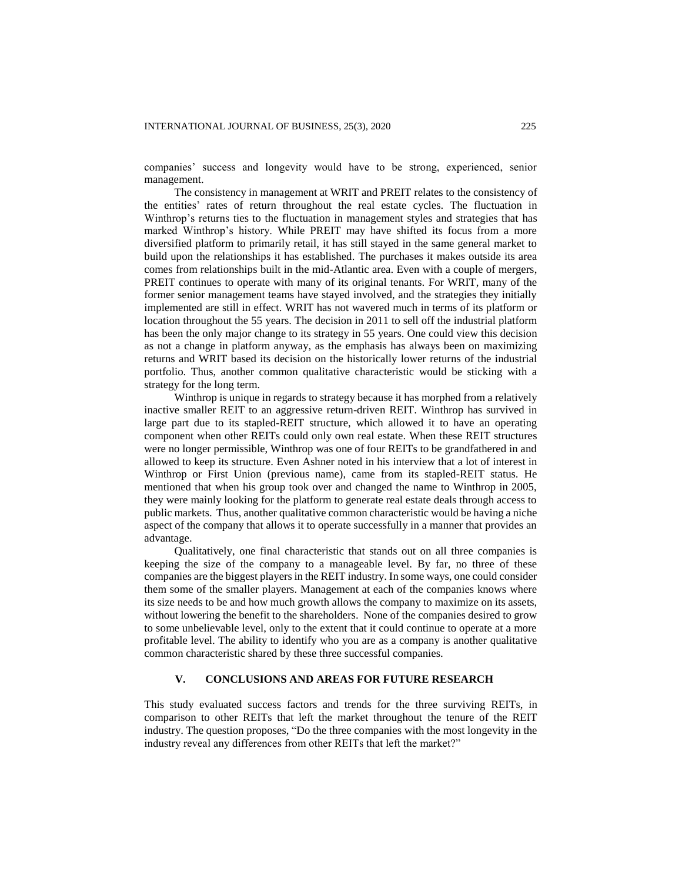companies' success and longevity would have to be strong, experienced, senior management.

The consistency in management at WRIT and PREIT relates to the consistency of the entities' rates of return throughout the real estate cycles. The fluctuation in Winthrop's returns ties to the fluctuation in management styles and strategies that has marked Winthrop's history. While PREIT may have shifted its focus from a more diversified platform to primarily retail, it has still stayed in the same general market to build upon the relationships it has established. The purchases it makes outside its area comes from relationships built in the mid-Atlantic area. Even with a couple of mergers, PREIT continues to operate with many of its original tenants. For WRIT, many of the former senior management teams have stayed involved, and the strategies they initially implemented are still in effect. WRIT has not wavered much in terms of its platform or location throughout the 55 years. The decision in 2011 to sell off the industrial platform has been the only major change to its strategy in 55 years. One could view this decision as not a change in platform anyway, as the emphasis has always been on maximizing returns and WRIT based its decision on the historically lower returns of the industrial portfolio. Thus, another common qualitative characteristic would be sticking with a strategy for the long term.

Winthrop is unique in regards to strategy because it has morphed from a relatively inactive smaller REIT to an aggressive return-driven REIT. Winthrop has survived in large part due to its stapled-REIT structure, which allowed it to have an operating component when other REITs could only own real estate. When these REIT structures were no longer permissible, Winthrop was one of four REITs to be grandfathered in and allowed to keep its structure. Even Ashner noted in his interview that a lot of interest in Winthrop or First Union (previous name), came from its stapled-REIT status. He mentioned that when his group took over and changed the name to Winthrop in 2005, they were mainly looking for the platform to generate real estate deals through access to public markets. Thus, another qualitative common characteristic would be having a niche aspect of the company that allows it to operate successfully in a manner that provides an advantage.

Qualitatively, one final characteristic that stands out on all three companies is keeping the size of the company to a manageable level. By far, no three of these companies are the biggest players in the REIT industry. In some ways, one could consider them some of the smaller players. Management at each of the companies knows where its size needs to be and how much growth allows the company to maximize on its assets, without lowering the benefit to the shareholders. None of the companies desired to grow to some unbelievable level, only to the extent that it could continue to operate at a more profitable level. The ability to identify who you are as a company is another qualitative common characteristic shared by these three successful companies.

## V. CONCLUSIONS AND AREAS FOR FUTURE RESEARCH

This study evaluated success factors and trends for the three surviving REITs, in comparison to other REITs that left the market throughout the tenure of the REIT industry. The question proposes, "Do the three companies with the most longevity in the industry reveal any differences from other REITs that left the market?"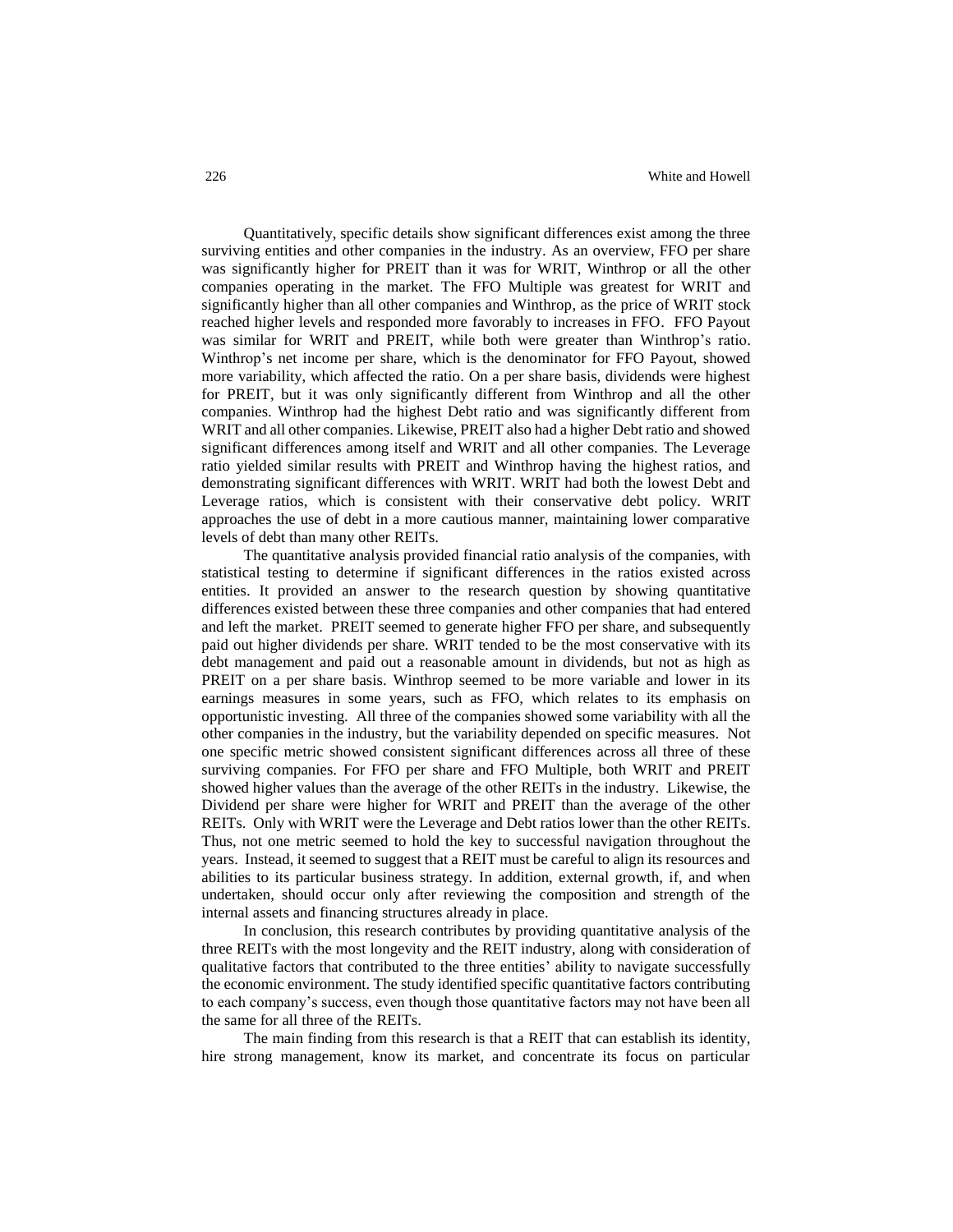Quantitatively, specific details show significant differences exist among the three surviving entities and other companies in the industry. As an overview, FFO per share was significantly higher for PREIT than it was for WRIT, Winthrop or all the other companies operating in the market. The FFO Multiple was greatest for WRIT and significantly higher than all other companies and Winthrop, as the price of WRIT stock reached higher levels and responded more favorably to increases in FFO. FFO Payout was similar for WRIT and PREIT, while both were greater than Winthrop's ratio. Winthrop's net income per share, which is the denominator for FFO Payout, showed more variability, which affected the ratio. On a per share basis, dividends were highest for PREIT, but it was only significantly different from Winthrop and all the other companies. Winthrop had the highest Debt ratio and was significantly different from WRIT and all other companies. Likewise, PREIT also had a higher Debt ratio and showed significant differences among itself and WRIT and all other companies. The Leverage ratio yielded similar results with PREIT and Winthrop having the highest ratios, and demonstrating significant differences with WRIT. WRIT had both the lowest Debt and Leverage ratios, which is consistent with their conservative debt policy. WRIT approaches the use of debt in a more cautious manner, maintaining lower comparative levels of debt than many other REITs.

The quantitative analysis provided financial ratio analysis of the companies, with statistical testing to determine if significant differences in the ratios existed across entities. It provided an answer to the research question by showing quantitative differences existed between these three companies and other companies that had entered and left the market. PREIT seemed to generate higher FFO per share, and subsequently paid out higher dividends per share. WRIT tended to be the most conservative with its debt management and paid out a reasonable amount in dividends, but not as high as PREIT on a per share basis. Winthrop seemed to be more variable and lower in its earnings measures in some years, such as FFO, which relates to its emphasis on opportunistic investing. All three of the companies showed some variability with all the other companies in the industry, but the variability depended on specific measures. Not one specific metric showed consistent significant differences across all three of these surviving companies. For FFO per share and FFO Multiple, both WRIT and PREIT showed higher values than the average of the other REITs in the industry. Likewise, the Dividend per share were higher for WRIT and PREIT than the average of the other REITs. Only with WRIT were the Leverage and Debt ratios lower than the other REITs. Thus, not one metric seemed to hold the key to successful navigation throughout the years. Instead, it seemed to suggest that a REIT must be careful to align its resources and abilities to its particular business strategy. In addition, external growth, if, and when undertaken, should occur only after reviewing the composition and strength of the internal assets and financing structures already in place.

In conclusion, this research contributes by providing quantitative analysis of the three REITs with the most longevity and the REIT industry, along with consideration of qualitative factors that contributed to the three entities' ability to navigate successfully the economic environment. The study identified specific quantitative factors contributing to each company's success, even though those quantitative factors may not have been all the same for all three of the REITs.

The main finding from this research is that a REIT that can establish its identity, hire strong management, know its market, and concentrate its focus on particular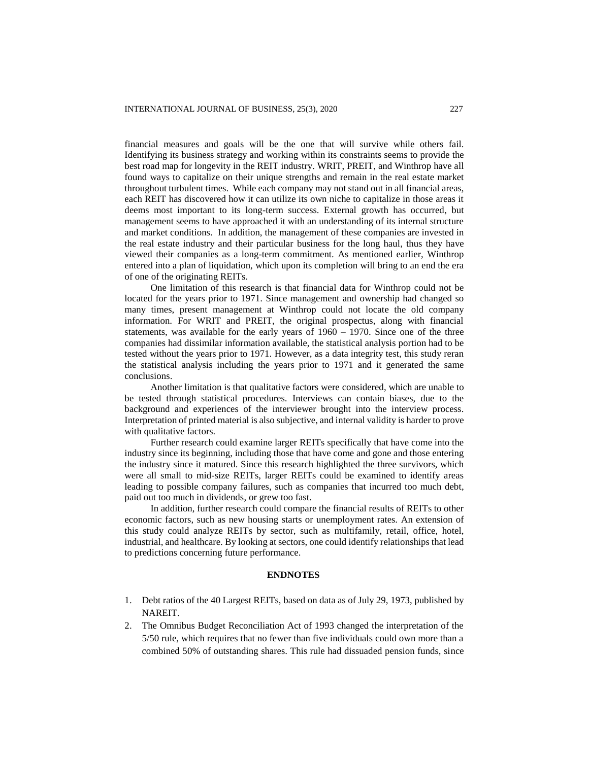financial measures and goals will be the one that will survive while others fail. Identifying its business strategy and working within its constraints seems to provide the best road map for longevity in the REIT industry. WRIT, PREIT, and Winthrop have all found ways to capitalize on their unique strengths and remain in the real estate market throughout turbulent times. While each company may not stand out in all financial areas, each REIT has discovered how it can utilize its own niche to capitalize in those areas it deems most important to its long-term success. External growth has occurred, but management seems to have approached it with an understanding of its internal structure and market conditions. In addition, the management of these companies are invested in the real estate industry and their particular business for the long haul, thus they have viewed their companies as a long-term commitment. As mentioned earlier, Winthrop entered into a plan of liquidation, which upon its completion will bring to an end the era of one of the originating REITs.

One limitation of this research is that financial data for Winthrop could not be located for the years prior to 1971. Since management and ownership had changed so many times, present management at Winthrop could not locate the old company information. For WRIT and PREIT, the original prospectus, along with financial statements, was available for the early years of 1960 – 1970. Since one of the three companies had dissimilar information available, the statistical analysis portion had to be tested without the years prior to 1971. However, as a data integrity test, this study reran the statistical analysis including the years prior to 1971 and it generated the same conclusions.

Another limitation is that qualitative factors were considered, which are unable to be tested through statistical procedures. Interviews can contain biases, due to the background and experiences of the interviewer brought into the interview process. Interpretation of printed material is also subjective, and internal validity is harder to prove with qualitative factors.

Further research could examine larger REITs specifically that have come into the industry since its beginning, including those that have come and gone and those entering the industry since it matured. Since this research highlighted the three survivors, which were all small to mid-size REITs, larger REITs could be examined to identify areas leading to possible company failures, such as companies that incurred too much debt, paid out too much in dividends, or grew too fast.

In addition, further research could compare the financial results of REITs to other economic factors, such as new housing starts or unemployment rates. An extension of this study could analyze REITs by sector, such as multifamily, retail, office, hotel, industrial, and healthcare. By looking at sectors, one could identify relationships that lead to predictions concerning future performance.

## ENDNOTES

1. Debt ratios of the 40 Largest REITs, based on data as of July 29, 1973, published by NAREIT.
2. The Omnibus Budget Reconciliation Act of 1993 changed the interpretation of the 5/50 rule, which requires that no fewer than five individuals could own more than a combined 50% of outstanding shares. This rule had dissuaded pension funds, since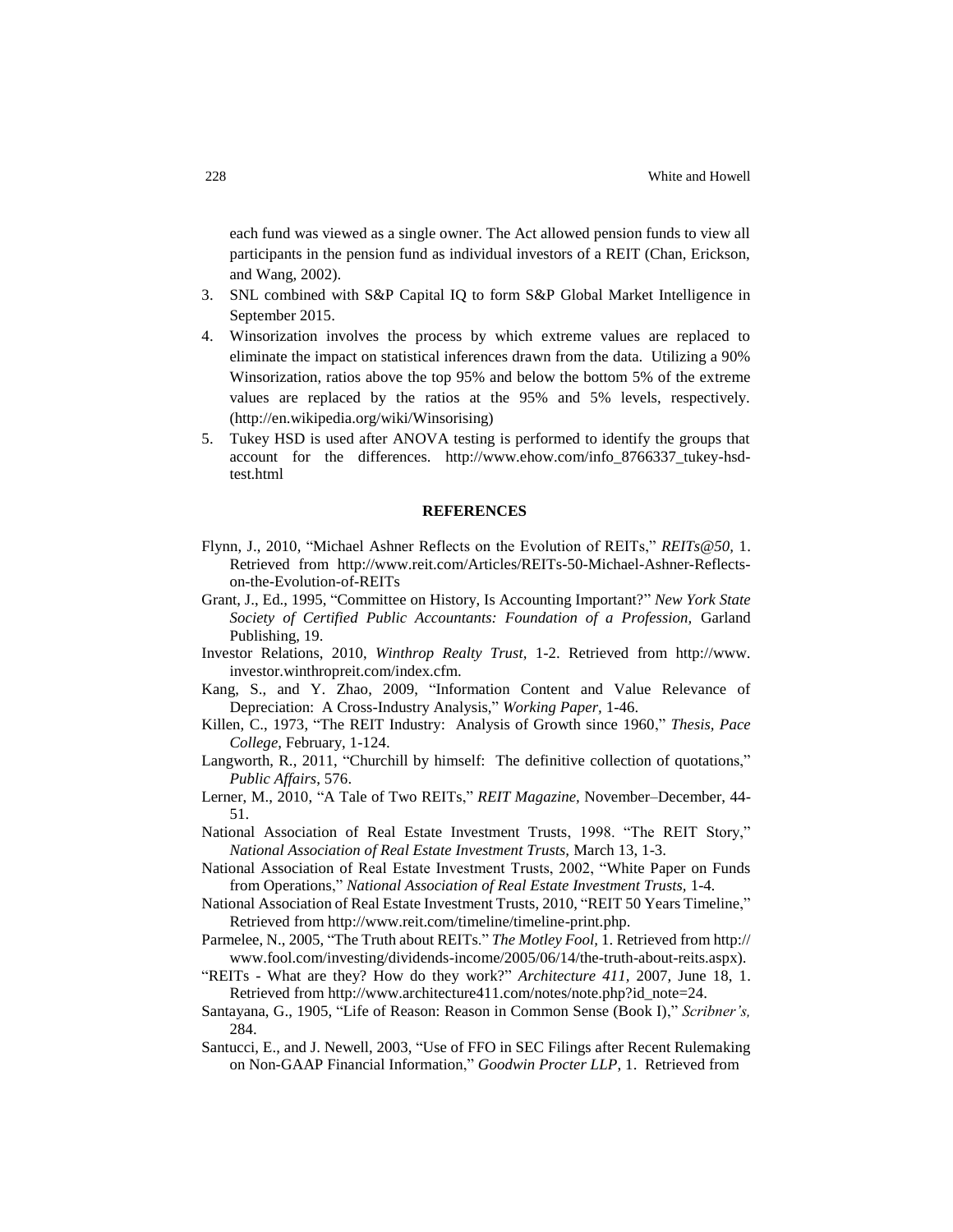each fund was viewed as a single owner. The Act allowed pension funds to view all participants in the pension fund as individual investors of a REIT (Chan, Erickson, and Wang, 2002).

3. SNL combined with S&P Capital IQ to form S&P Global Market Intelligence in September 2015.
4. Winsorization involves the process by which extreme values are replaced to eliminate the impact on statistical inferences drawn from the data. Utilizing a 90% Winsorization, ratios above the top 95% and below the bottom 5% of the extreme values are replaced by the ratios at the 95% and 5% levels, respectively. (http://en.wikipedia.org/wiki/Winsorising)
5. Tukey HSD is used after ANOVA testing is performed to identify the groups that account for the differences. http://www.ehow.com/info_8766337_tukey-hsd-test.html

## REFERENCES

Flynn, J., 2010, "Michael Ashner Reflects on the Evolution of REITs," *REITs@50,* 1. Retrieved from http://www.reit.com/Articles/REITs-50-Michael-Ashner-Reflects-on-the-Evolution-of-REITs

Grant, J., Ed., 1995, "Committee on History, Is Accounting Important?" *New York State Society of Certified Public Accountants: Foundation of a Profession,* Garland Publishing, 19.

Investor Relations, 2010, *Winthrop Realty Trust,* 1-2. Retrieved from http://www.investor.winthropreit.com/index.cfm.

Kang, S., and Y. Zhao, 2009, "Information Content and Value Relevance of Depreciation: A Cross-Industry Analysis," *Working Paper,* 1-46.

Killen, C., 1973, "The REIT Industry: Analysis of Growth since 1960," *Thesis, Pace College,* February, 1-124.

Langworth, R., 2011, "Churchill by himself: The definitive collection of quotations," *Public Affairs*, 576.

Lerner, M., 2010, "A Tale of Two REITs," *REIT Magazine,* November–December, 44-51.

National Association of Real Estate Investment Trusts, 1998. "The REIT Story," *National Association of Real Estate Investment Trusts,* March 13, 1-3.

National Association of Real Estate Investment Trusts, 2002, "White Paper on Funds from Operations," *National Association of Real Estate Investment Trusts,* 1-4.

National Association of Real Estate Investment Trusts, 2010, "REIT 50 Years Timeline," Retrieved from http://www.reit.com/timeline/timeline-print.php.

Parmelee, N., 2005, "The Truth about REITs." *The Motley Fool,* 1. Retrieved from http://www.fool.com/investing/dividends-income/2005/06/14/the-truth-about-reits.aspx).

"REITs - What are they? How do they work?" *Architecture 411,* 2007, June 18, 1. Retrieved from http://www.architecture411.com/notes/note.php?id_note=24.

Santayana, G., 1905, "Life of Reason: Reason in Common Sense (Book I)," *Scribner's,* 284.

Santucci, E., and J. Newell, 2003, "Use of FFO in SEC Filings after Recent Rulemaking on Non-GAAP Financial Information," *Goodwin Procter LLP*, 1. Retrieved from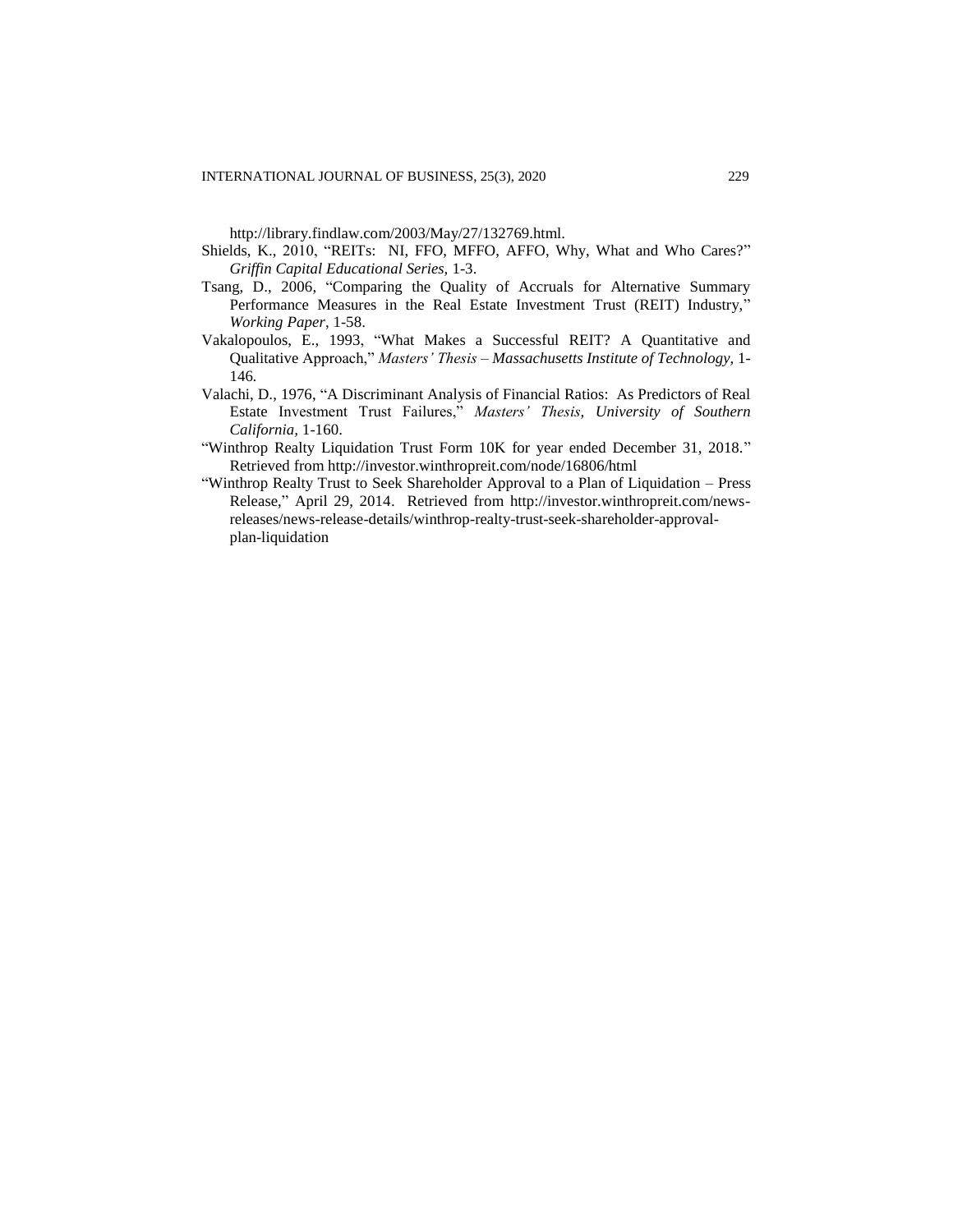http://library.findlaw.com/2003/May/27/132769.html.

Shields, K., 2010, "REITs: NI, FFO, MFFO, AFFO, Why, What and Who Cares?" *Griffin Capital Educational Series*, 1-3.

Tsang, D., 2006, "Comparing the Quality of Accruals for Alternative Summary Performance Measures in the Real Estate Investment Trust (REIT) Industry," *Working Paper*, 1-58.

Vakalopoulos, E., 1993, "What Makes a Successful REIT? A Quantitative and Qualitative Approach," *Masters' Thesis – Massachusetts Institute of Technology*, 1-146.

Valachi, D., 1976, "A Discriminant Analysis of Financial Ratios: As Predictors of Real Estate Investment Trust Failures," *Masters' Thesis, University of Southern California*, 1-160.

"Winthrop Realty Liquidation Trust Form 10K for year ended December 31, 2018." Retrieved from http://investor.winthropreit.com/node/16806/html

"Winthrop Realty Trust to Seek Shareholder Approval to a Plan of Liquidation – Press Release," April 29, 2014. Retrieved from http://investor.winthropreit.com/news-releases/news-release-details/winthrop-realty-trust-seek-shareholder-approval-plan-liquidation